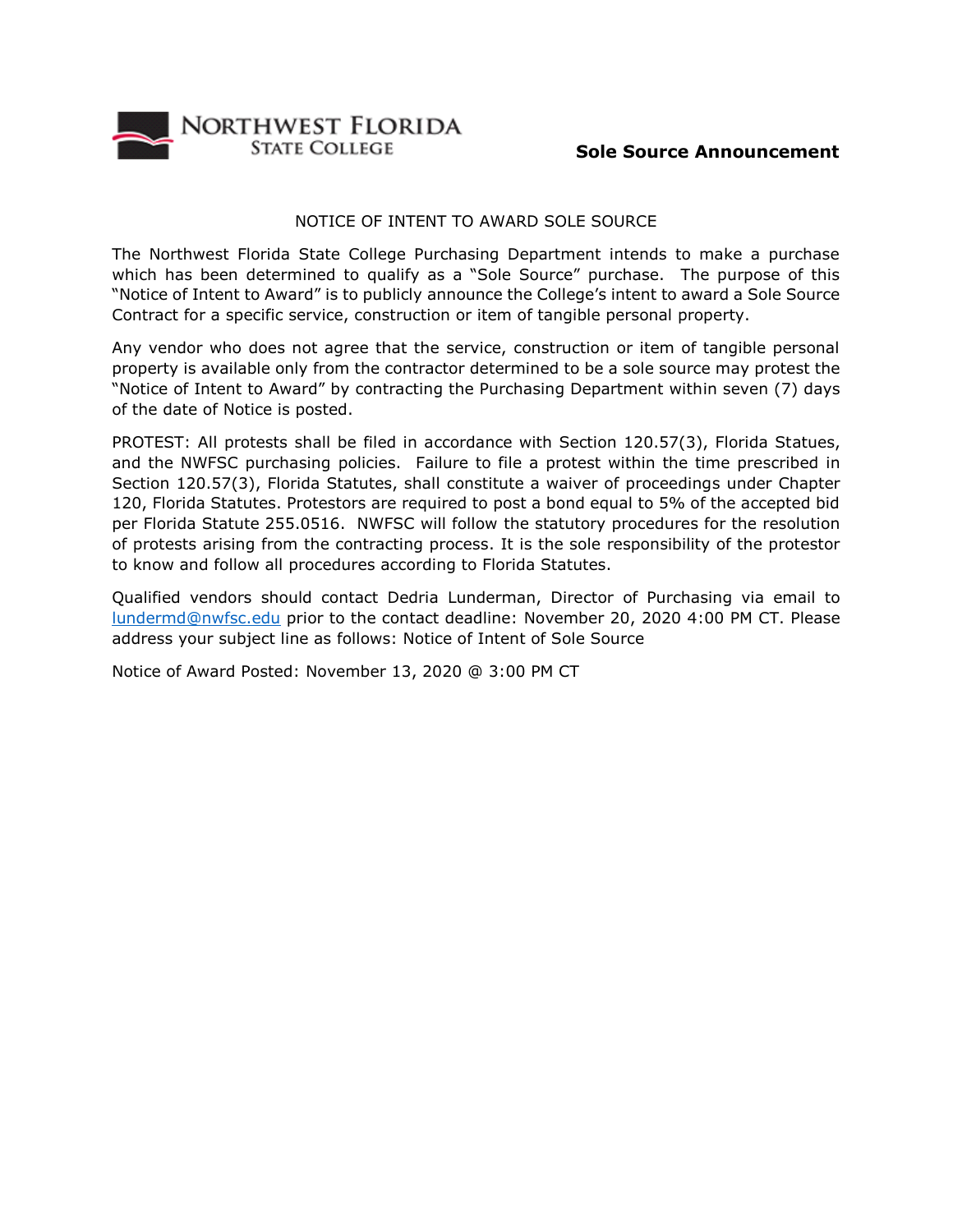NORTHWEST FLORIDA STATE COLLEGE

**Sole Source Announcement**

NOTICE OF INTENT TO AWARD SOLE SOURCE

The Northwest Florida State College Purchasing Department intends to make a purchase which has been determined to qualify as a "Sole Source" purchase. The purpose of this "Notice of Intent to Award" is to publicly announce the College's intent to award a Sole Source Contract for a specific service, construction or item of tangible personal property.

Any vendor who does not agree that the service, construction or item of tangible personal property is available only from the contractor determined to be a sole source may protest the "Notice of Intent to Award" by contracting the Purchasing Department within seven (7) days of the date of Notice is posted.

PROTEST: All protests shall be filed in accordance with Section 120.57(3), Florida Statues, and the NWFSC purchasing policies. Failure to file a protest within the time prescribed in Section 120.57(3), Florida Statutes, shall constitute a waiver of proceedings under Chapter 120, Florida Statutes. Protestors are required to post a bond equal to 5% of the accepted bid per Florida Statute 255.0516. NWFSC will follow the statutory procedures for the resolution of protests arising from the contracting process. It is the sole responsibility of the protestor to know and follow all procedures according to Florida Statutes.

Qualified vendors should contact Dedria Lunderman, Director of Purchasing via email to lundermd@nwfsc.edu prior to the contact deadline: November 20, 2020 4:00 PM CT. Please address your subject line as follows: Notice of Intent of Sole Source

Notice of Award Posted: November 13, 2020 @ 3:00 PM CT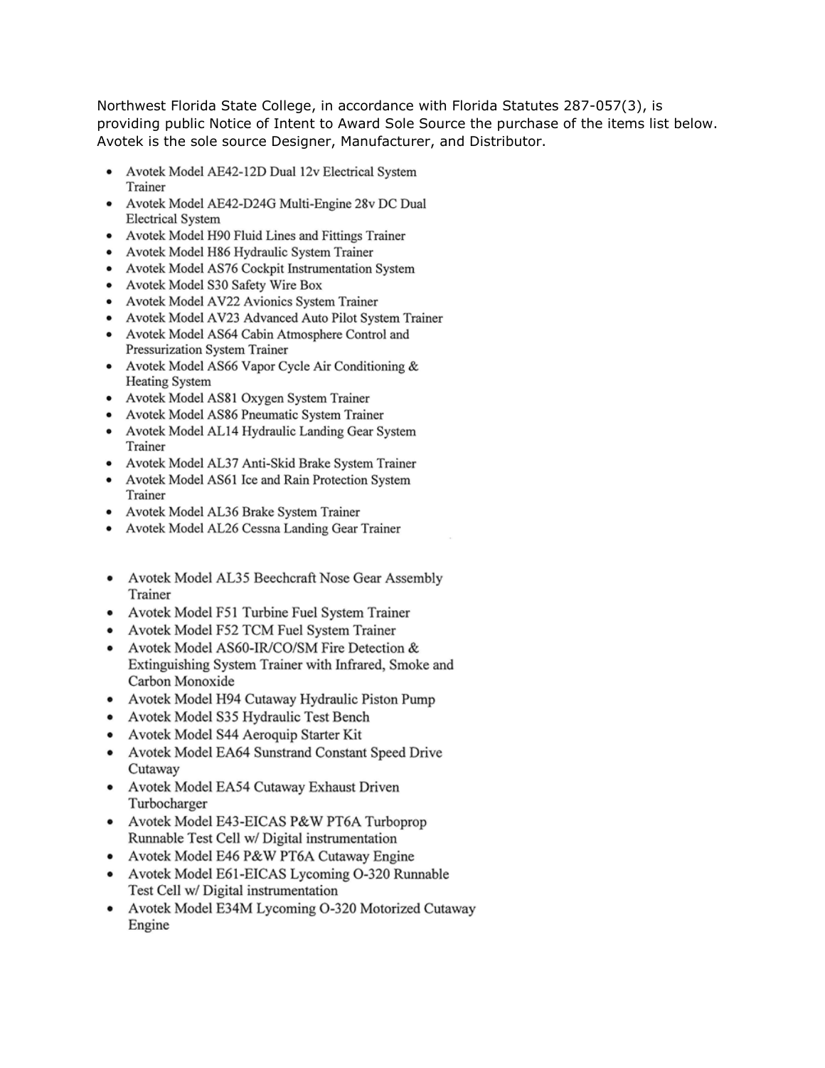Northwest Florida State College, in accordance with Florida Statutes 287-057(3), is providing public Notice of Intent to Award Sole Source the purchase of the items list below. Avotek is the sole source Designer, Manufacturer, and Distributor.

- Avotek Model AE42-12D Dual 12v Electrical System Trainer
- Avotek Model AE42-D24G Multi-Engine 28v DC Dual Electrical System
- Avotek Model H90 Fluid Lines and Fittings Trainer
- Avotek Model H86 Hydraulic System Trainer
- Avotek Model AS76 Cockpit Instrumentation System
- Avotek Model S30 Safety Wire Box
- Avotek Model AV22 Avionics System Trainer
- Avotek Model AV23 Advanced Auto Pilot System Trainer
- Avotek Model AS64 Cabin Atmosphere Control and Pressurization System Trainer
- Avotek Model AS66 Vapor Cycle Air Conditioning & Heating System
- Avotek Model AS81 Oxygen System Trainer
- Avotek Model AS86 Pneumatic System Trainer
- Avotek Model AL14 Hydraulic Landing Gear System Trainer
- Avotek Model AL37 Anti-Skid Brake System Trainer
- Avotek Model AS61 Ice and Rain Protection System Trainer
- Avotek Model AL36 Brake System Trainer
- Avotek Model AL26 Cessna Landing Gear Trainer

- Avotek Model AL35 Beechcraft Nose Gear Assembly Trainer
- Avotek Model F51 Turbine Fuel System Trainer
- Avotek Model F52 TCM Fuel System Trainer
- Avotek Model AS60-IR/CO/SM Fire Detection & Extinguishing System Trainer with Infrared, Smoke and Carbon Monoxide
- Avotek Model H94 Cutaway Hydraulic Piston Pump
- Avotek Model S35 Hydraulic Test Bench
- Avotek Model S44 Aeroquip Starter Kit
- Avotek Model EA64 Sunstrand Constant Speed Drive Cutaway
- Avotek Model EA54 Cutaway Exhaust Driven Turbocharger
- Avotek Model E43-EICAS P&W PT6A Turboprop Runnable Test Cell w/ Digital instrumentation
- Avotek Model E46 P&W PT6A Cutaway Engine
- Avotek Model E61-EICAS Lycoming O-320 Runnable Test Cell w/ Digital instrumentation
- Avotek Model E34M Lycoming O-320 Motorized Cutaway Engine